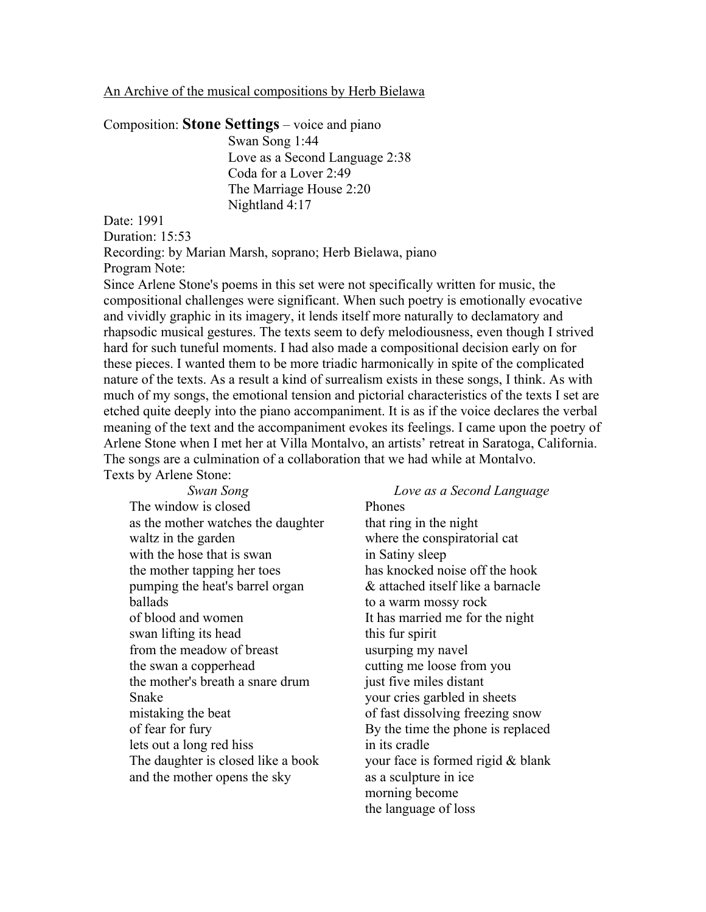An Archive of the musical compositions by Herb Bielawa

Composition: **Stone Settings** – voice and piano

Swan Song 1:44
Love as a Second Language 2:38
Coda for a Lover 2:49
The Marriage House 2:20
Nightland 4:17

Date: 1991
Duration: 15:53
Recording: by Marian Marsh, soprano; Herb Bielawa, piano
Program Note:
Since Arlene Stone's poems in this set were not specifically written for music, the compositional challenges were significant. When such poetry is emotionally evocative and vividly graphic in its imagery, it lends itself more naturally to declamatory and rhapsodic musical gestures. The texts seem to defy melodiousness, even though I strived hard for such tuneful moments. I had also made a compositional decision early on for these pieces. I wanted them to be more triadic harmonically in spite of the complicated nature of the texts. As a result a kind of surrealism exists in these songs, I think. As with much of my songs, the emotional tension and pictorial characteristics of the texts I set are etched quite deeply into the piano accompaniment. It is as if the voice declares the verbal meaning of the text and the accompaniment evokes its feelings. I came upon the poetry of Arlene Stone when I met her at Villa Montalvo, an artists' retreat in Saratoga, California. The songs are a culmination of a collaboration that we had while at Montalvo.
Texts by Arlene Stone:

*Swan Song*

The window is closed
as the mother watches the daughter
waltz in the garden
with the hose that is swan
the mother tapping her toes
pumping the heat's barrel organ
ballads
of blood and women
swan lifting its head
from the meadow of breast
the swan a copperhead
the mother's breath a snare drum
Snake
mistaking the beat
of fear for fury
lets out a long red hiss
The daughter is closed like a book
and the mother opens the sky

*Love as a Second Language*

Phones
that ring in the night
where the conspiratorial cat
in Satiny sleep
has knocked noise off the hook
& attached itself like a barnacle
to a warm mossy rock
It has married me for the night
this fur spirit
usurping my navel
cutting me loose from you
just five miles distant
your cries garbled in sheets
of fast dissolving freezing snow
By the time the phone is replaced
in its cradle
your face is formed rigid & blank
as a sculpture in ice
morning become
the language of loss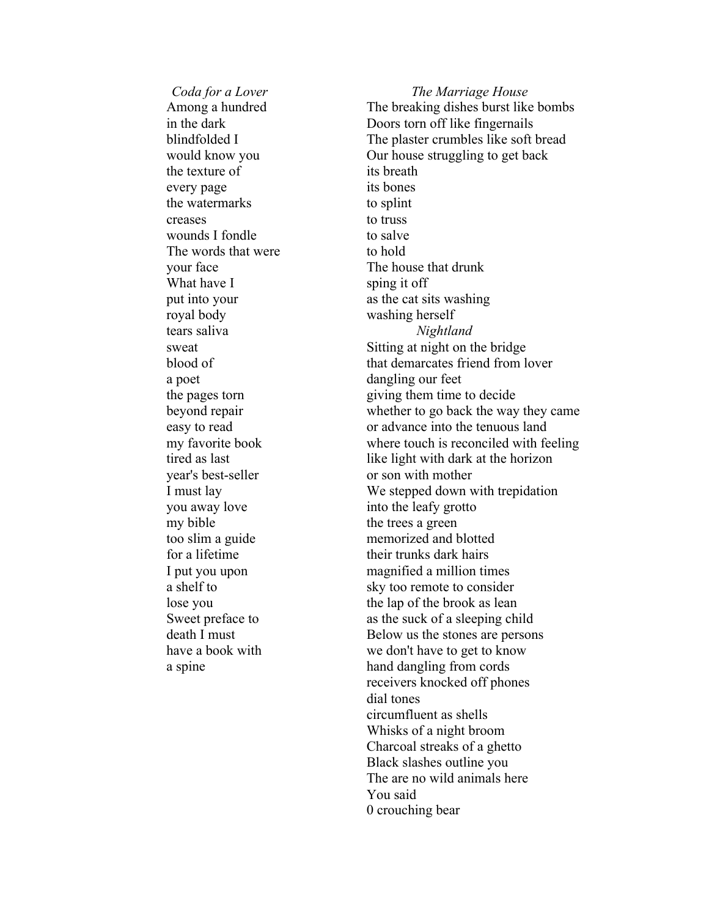*Coda for a Lover*

Among a hundred
in the dark
blindfolded I
would know you
the texture of
every page
the watermarks
creases
wounds I fondle
The words that were
your face
What have I
put into your
royal body
tears saliva
sweat
blood of
a poet
the pages torn
beyond repair
easy to read
my favorite book
tired as last
year's best-seller
I must lay
you away love
my bible
too slim a guide
for a lifetime
I put you upon
a shelf to
lose you
Sweet preface to
death I must
have a book with
a spine

*The Marriage House*

The breaking dishes burst like bombs
Doors torn off like fingernails
The plaster crumbles like soft bread
Our house struggling to get back
its breath
its bones
to splint
to truss
to salve
to hold
The house that drunk
sping it off
as the cat sits washing
washing herself

*Nightland*

Sitting at night on the bridge
that demarcates friend from lover
dangling our feet
giving them time to decide
whether to go back the way they came
or advance into the tenuous land
where touch is reconciled with feeling
like light with dark at the horizon
or son with mother
We stepped down with trepidation
into the leafy grotto
the trees a green
memorized and blotted
their trunks dark hairs
magnified a million times
sky too remote to consider
the lap of the brook as lean
as the suck of a sleeping child
Below us the stones are persons
we don't have to get to know
hand dangling from cords
receivers knocked off phones
dial tones
circumfluent as shells
Whisks of a night broom
Charcoal streaks of a ghetto
Black slashes outline you
The are no wild animals here
You said
0 crouching bear